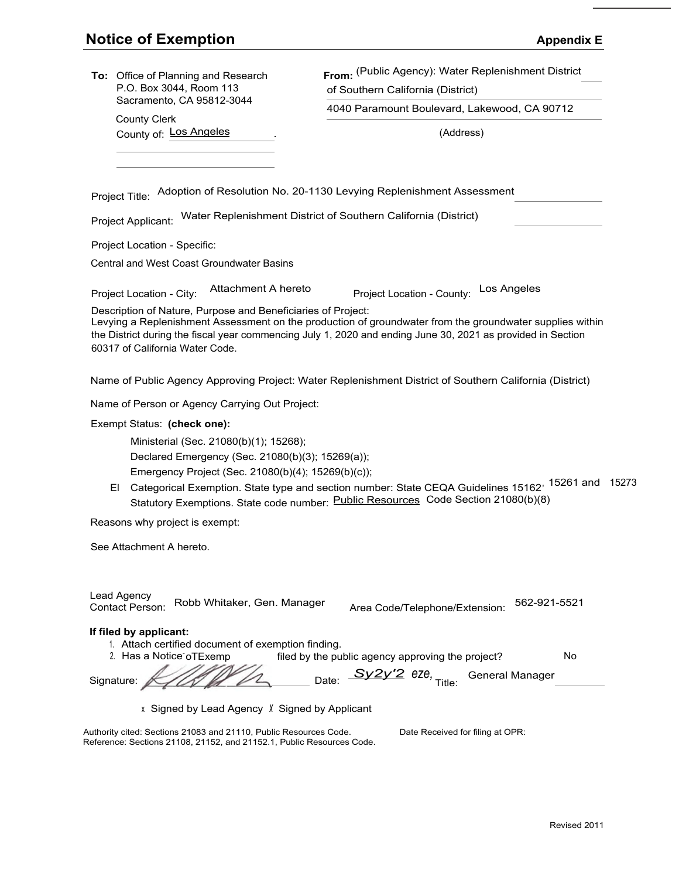# Notice of Exemption

**Appendix E**

**To:** Office of Planning and Research
P.O. Box 3044, Room 113
Sacramento, CA 95812-3044

County Clerk
County of: Los Angeles

**From:** (Public Agency): Water Replenishment District of Southern California (District)
4040 Paramount Boulevard, Lakewood, CA 90712
(Address)

Project Title: Adoption of Resolution No. 20-1130 Levying Replenishment Assessment

Project Applicant: Water Replenishment District of Southern California (District)

Project Location - Specific:

Central and West Coast Groundwater Basins

Project Location - City: Attachment A hereto  Project Location - County: Los Angeles

Description of Nature, Purpose and Beneficiaries of Project:
Levying a Replenishment Assessment on the production of groundwater from the groundwater supplies within the District during the fiscal year commencing July 1, 2020 and ending June 30, 2021 as provided in Section 60317 of California Water Code.

Name of Public Agency Approving Project: Water Replenishment District of Southern California (District)

Name of Person or Agency Carrying Out Project:

Exempt Status: **(check one):**

- Ministerial (Sec. 21080(b)(1); 15268);
- Declared Emergency (Sec. 21080(b)(3); 15269(a));
- Emergency Project (Sec. 21080(b)(4); 15269(b)(c));
- El Categorical Exemption. State type and section number: State CEQA Guidelines 15162, 15261 and 15273
- Statutory Exemptions. State code number: Public Resources Code Section 21080(b)(8)

Reasons why project is exempt:

See Attachment A hereto.

Lead Agency Contact Person: Robb Whitaker, Gen. Manager  Area Code/Telephone/Extension: 562-921-5521

**If filed by applicant:**

1. Attach certified document of exemption finding.
2. Has a Notice oTExemp filed by the public agency approving the project? No

Signature: [signature] Date: Sy2y'2 eze, Title: General Manager

x Signed by Lead Agency X Signed by Applicant

Authority cited: Sections 21083 and 21110, Public Resources Code.
Reference: Sections 21108, 21152, and 21152.1, Public Resources Code.

Date Received for filing at OPR:

Revised 2011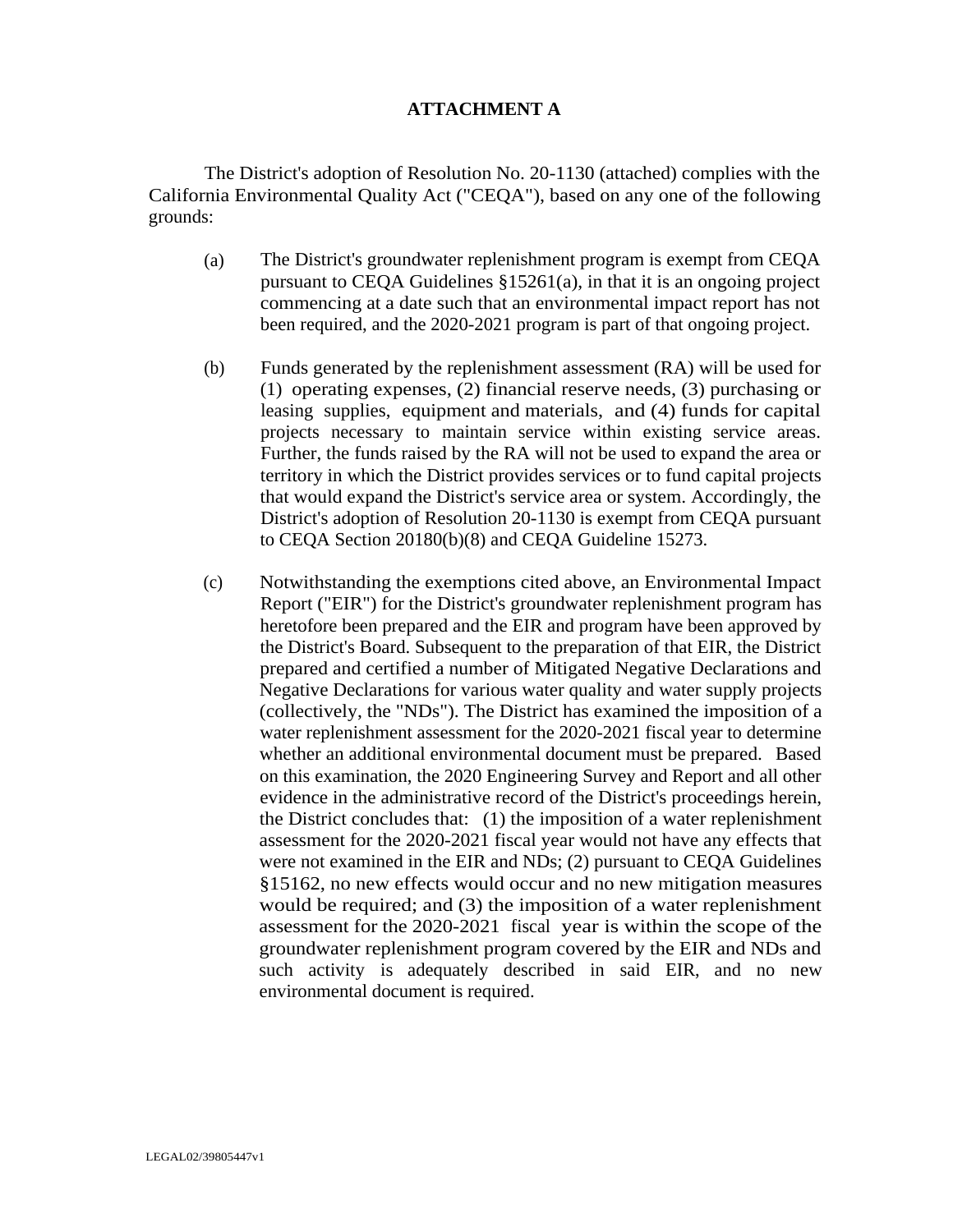**ATTACHMENT A**

The District's adoption of Resolution No. 20-1130 (attached) complies with the California Environmental Quality Act ("CEQA"), based on any one of the following grounds:

(a) The District's groundwater replenishment program is exempt from CEQA pursuant to CEQA Guidelines §15261(a), in that it is an ongoing project commencing at a date such that an environmental impact report has not been required, and the 2020-2021 program is part of that ongoing project.

(b) Funds generated by the replenishment assessment (RA) will be used for (1) operating expenses, (2) financial reserve needs, (3) purchasing or leasing supplies, equipment and materials, and (4) funds for capital projects necessary to maintain service within existing service areas. Further, the funds raised by the RA will not be used to expand the area or territory in which the District provides services or to fund capital projects that would expand the District's service area or system. Accordingly, the District's adoption of Resolution 20-1130 is exempt from CEQA pursuant to CEQA Section 20180(b)(8) and CEQA Guideline 15273.

(c) Notwithstanding the exemptions cited above, an Environmental Impact Report ("EIR") for the District's groundwater replenishment program has heretofore been prepared and the EIR and program have been approved by the District's Board. Subsequent to the preparation of that EIR, the District prepared and certified a number of Mitigated Negative Declarations and Negative Declarations for various water quality and water supply projects (collectively, the "NDs"). The District has examined the imposition of a water replenishment assessment for the 2020-2021 fiscal year to determine whether an additional environmental document must be prepared. Based on this examination, the 2020 Engineering Survey and Report and all other evidence in the administrative record of the District's proceedings herein, the District concludes that: (1) the imposition of a water replenishment assessment for the 2020-2021 fiscal year would not have any effects that were not examined in the EIR and NDs; (2) pursuant to CEQA Guidelines §15162, no new effects would occur and no new mitigation measures would be required; and (3) the imposition of a water replenishment assessment for the 2020-2021 fiscal year is within the scope of the groundwater replenishment program covered by the EIR and NDs and such activity is adequately described in said EIR, and no new environmental document is required.

LEGAL02/39805447v1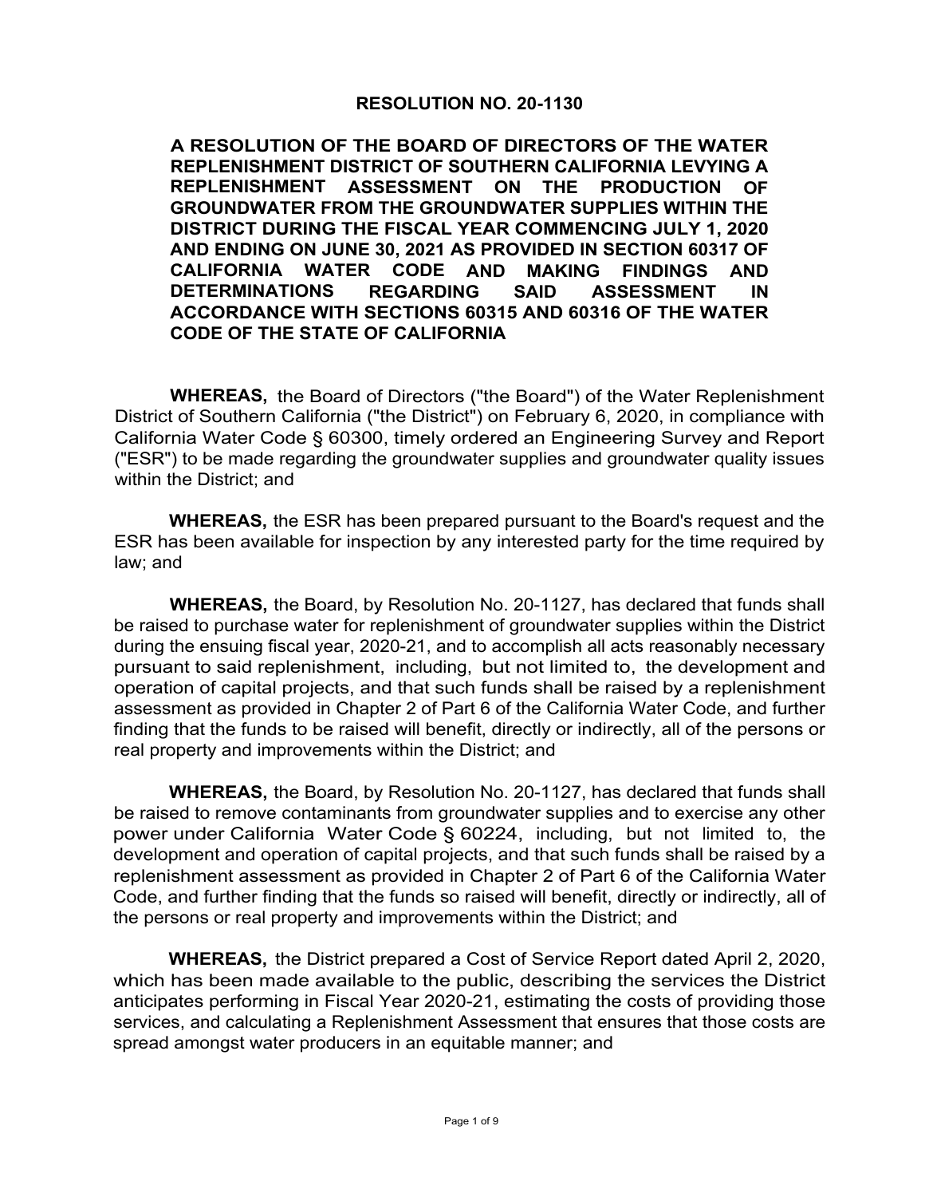**RESOLUTION NO. 20-1130**

**A RESOLUTION OF THE BOARD OF DIRECTORS OF THE WATER REPLENISHMENT DISTRICT OF SOUTHERN CALIFORNIA LEVYING A REPLENISHMENT ASSESSMENT ON THE PRODUCTION OF GROUNDWATER FROM THE GROUNDWATER SUPPLIES WITHIN THE DISTRICT DURING THE FISCAL YEAR COMMENCING JULY 1, 2020 AND ENDING ON JUNE 30, 2021 AS PROVIDED IN SECTION 60317 OF CALIFORNIA WATER CODE AND MAKING FINDINGS AND DETERMINATIONS REGARDING SAID ASSESSMENT IN ACCORDANCE WITH SECTIONS 60315 AND 60316 OF THE WATER CODE OF THE STATE OF CALIFORNIA**

**WHEREAS,** the Board of Directors ("the Board") of the Water Replenishment District of Southern California ("the District") on February 6, 2020, in compliance with California Water Code § 60300, timely ordered an Engineering Survey and Report ("ESR") to be made regarding the groundwater supplies and groundwater quality issues within the District; and

**WHEREAS,** the ESR has been prepared pursuant to the Board's request and the ESR has been available for inspection by any interested party for the time required by law; and

**WHEREAS,** the Board, by Resolution No. 20-1127, has declared that funds shall be raised to purchase water for replenishment of groundwater supplies within the District during the ensuing fiscal year, 2020-21, and to accomplish all acts reasonably necessary pursuant to said replenishment, including, but not limited to, the development and operation of capital projects, and that such funds shall be raised by a replenishment assessment as provided in Chapter 2 of Part 6 of the California Water Code, and further finding that the funds to be raised will benefit, directly or indirectly, all of the persons or real property and improvements within the District; and

**WHEREAS,** the Board, by Resolution No. 20-1127, has declared that funds shall be raised to remove contaminants from groundwater supplies and to exercise any other power under California Water Code § 60224, including, but not limited to, the development and operation of capital projects, and that such funds shall be raised by a replenishment assessment as provided in Chapter 2 of Part 6 of the California Water Code, and further finding that the funds so raised will benefit, directly or indirectly, all of the persons or real property and improvements within the District; and

**WHEREAS,** the District prepared a Cost of Service Report dated April 2, 2020, which has been made available to the public, describing the services the District anticipates performing in Fiscal Year 2020-21, estimating the costs of providing those services, and calculating a Replenishment Assessment that ensures that those costs are spread amongst water producers in an equitable manner; and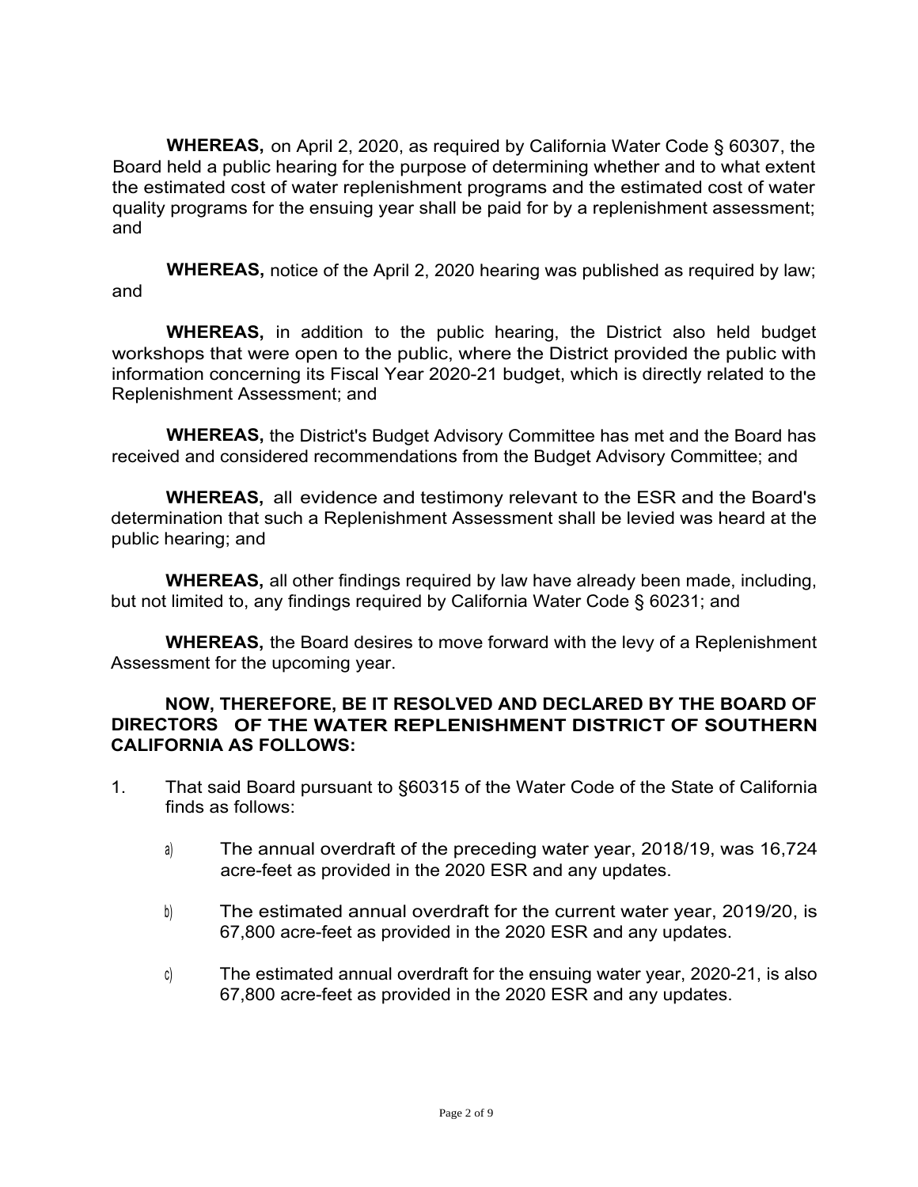**WHEREAS,** on April 2, 2020, as required by California Water Code § 60307, the Board held a public hearing for the purpose of determining whether and to what extent the estimated cost of water replenishment programs and the estimated cost of water quality programs for the ensuing year shall be paid for by a replenishment assessment; and

**WHEREAS,** notice of the April 2, 2020 hearing was published as required by law; and

**WHEREAS,** in addition to the public hearing, the District also held budget workshops that were open to the public, where the District provided the public with information concerning its Fiscal Year 2020-21 budget, which is directly related to the Replenishment Assessment; and

**WHEREAS,** the District's Budget Advisory Committee has met and the Board has received and considered recommendations from the Budget Advisory Committee; and

**WHEREAS,** all evidence and testimony relevant to the ESR and the Board's determination that such a Replenishment Assessment shall be levied was heard at the public hearing; and

**WHEREAS,** all other findings required by law have already been made, including, but not limited to, any findings required by California Water Code § 60231; and

**WHEREAS,** the Board desires to move forward with the levy of a Replenishment Assessment for the upcoming year.

**NOW, THEREFORE, BE IT RESOLVED AND DECLARED BY THE BOARD OF DIRECTORS OF THE WATER REPLENISHMENT DISTRICT OF SOUTHERN CALIFORNIA AS FOLLOWS:**

1. That said Board pursuant to §60315 of the Water Code of the State of California finds as follows:

   a) The annual overdraft of the preceding water year, 2018/19, was 16,724 acre-feet as provided in the 2020 ESR and any updates.

   b) The estimated annual overdraft for the current water year, 2019/20, is 67,800 acre-feet as provided in the 2020 ESR and any updates.

   c) The estimated annual overdraft for the ensuing water year, 2020-21, is also 67,800 acre-feet as provided in the 2020 ESR and any updates.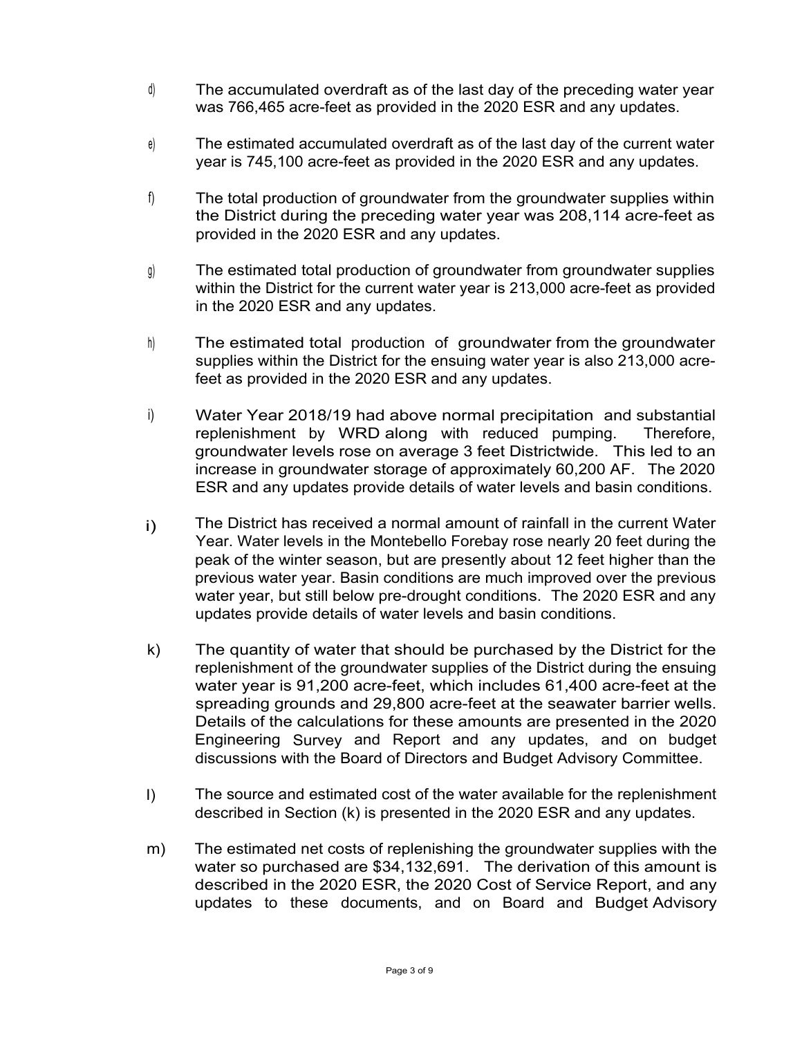d) The accumulated overdraft as of the last day of the preceding water year was 766,465 acre-feet as provided in the 2020 ESR and any updates.

e) The estimated accumulated overdraft as of the last day of the current water year is 745,100 acre-feet as provided in the 2020 ESR and any updates.

f) The total production of groundwater from the groundwater supplies within the District during the preceding water year was 208,114 acre-feet as provided in the 2020 ESR and any updates.

g) The estimated total production of groundwater from groundwater supplies within the District for the current water year is 213,000 acre-feet as provided in the 2020 ESR and any updates.

h) The estimated total production of groundwater from the groundwater supplies within the District for the ensuing water year is also 213,000 acre-feet as provided in the 2020 ESR and any updates.

i) Water Year 2018/19 had above normal precipitation and substantial replenishment by WRD along with reduced pumping. Therefore, groundwater levels rose on average 3 feet Districtwide. This led to an increase in groundwater storage of approximately 60,200 AF. The 2020 ESR and any updates provide details of water levels and basin conditions.

j) The District has received a normal amount of rainfall in the current Water Year. Water levels in the Montebello Forebay rose nearly 20 feet during the peak of the winter season, but are presently about 12 feet higher than the previous water year. Basin conditions are much improved over the previous water year, but still below pre-drought conditions. The 2020 ESR and any updates provide details of water levels and basin conditions.

k) The quantity of water that should be purchased by the District for the replenishment of the groundwater supplies of the District during the ensuing water year is 91,200 acre-feet, which includes 61,400 acre-feet at the spreading grounds and 29,800 acre-feet at the seawater barrier wells. Details of the calculations for these amounts are presented in the 2020 Engineering Survey and Report and any updates, and on budget discussions with the Board of Directors and Budget Advisory Committee.

l) The source and estimated cost of the water available for the replenishment described in Section (k) is presented in the 2020 ESR and any updates.

m) The estimated net costs of replenishing the groundwater supplies with the water so purchased are $34,132,691. The derivation of this amount is described in the 2020 ESR, the 2020 Cost of Service Report, and any updates to these documents, and on Board and Budget Advisory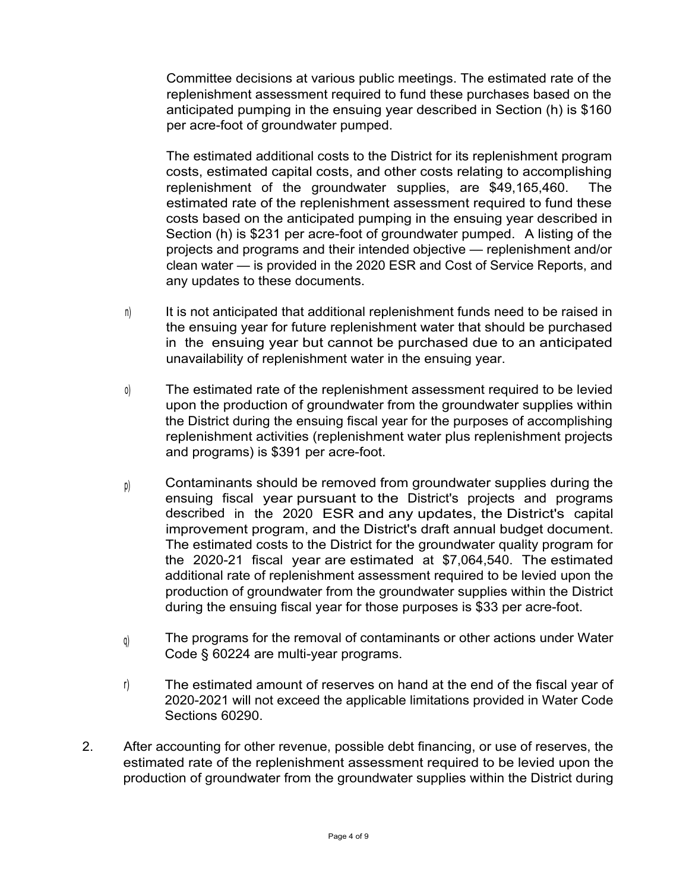Committee decisions at various public meetings. The estimated rate of the replenishment assessment required to fund these purchases based on the anticipated pumping in the ensuing year described in Section (h) is $160 per acre-foot of groundwater pumped.

The estimated additional costs to the District for its replenishment program costs, estimated capital costs, and other costs relating to accomplishing replenishment of the groundwater supplies, are $49,165,460. The estimated rate of the replenishment assessment required to fund these costs based on the anticipated pumping in the ensuing year described in Section (h) is $231 per acre-foot of groundwater pumped. A listing of the projects and programs and their intended objective — replenishment and/or clean water — is provided in the 2020 ESR and Cost of Service Reports, and any updates to these documents.

n) It is not anticipated that additional replenishment funds need to be raised in the ensuing year for future replenishment water that should be purchased in the ensuing year but cannot be purchased due to an anticipated unavailability of replenishment water in the ensuing year.

o) The estimated rate of the replenishment assessment required to be levied upon the production of groundwater from the groundwater supplies within the District during the ensuing fiscal year for the purposes of accomplishing replenishment activities (replenishment water plus replenishment projects and programs) is $391 per acre-foot.

p) Contaminants should be removed from groundwater supplies during the ensuing fiscal year pursuant to the District's projects and programs described in the 2020 ESR and any updates, the District's capital improvement program, and the District's draft annual budget document. The estimated costs to the District for the groundwater quality program for the 2020-21 fiscal year are estimated at $7,064,540. The estimated additional rate of replenishment assessment required to be levied upon the production of groundwater from the groundwater supplies within the District during the ensuing fiscal year for those purposes is $33 per acre-foot.

q) The programs for the removal of contaminants or other actions under Water Code § 60224 are multi-year programs.

r) The estimated amount of reserves on hand at the end of the fiscal year of 2020-2021 will not exceed the applicable limitations provided in Water Code Sections 60290.

2. After accounting for other revenue, possible debt financing, or use of reserves, the estimated rate of the replenishment assessment required to be levied upon the production of groundwater from the groundwater supplies within the District during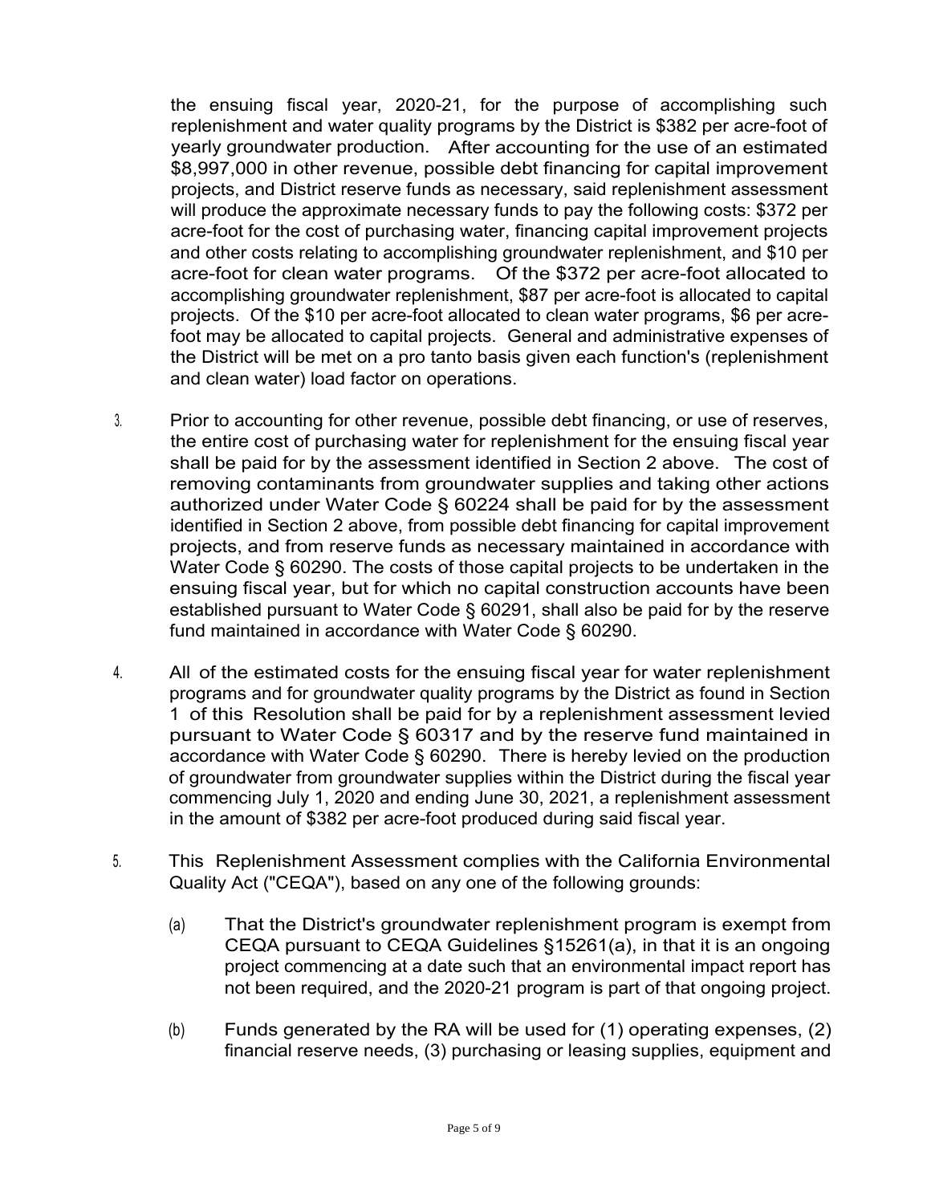the ensuing fiscal year, 2020-21, for the purpose of accomplishing such replenishment and water quality programs by the District is $382 per acre-foot of yearly groundwater production. After accounting for the use of an estimated $8,997,000 in other revenue, possible debt financing for capital improvement projects, and District reserve funds as necessary, said replenishment assessment will produce the approximate necessary funds to pay the following costs: $372 per acre-foot for the cost of purchasing water, financing capital improvement projects and other costs relating to accomplishing groundwater replenishment, and $10 per acre-foot for clean water programs. Of the $372 per acre-foot allocated to accomplishing groundwater replenishment, $87 per acre-foot is allocated to capital projects. Of the $10 per acre-foot allocated to clean water programs, $6 per acre-foot may be allocated to capital projects. General and administrative expenses of the District will be met on a pro tanto basis given each function's (replenishment and clean water) load factor on operations.

3. Prior to accounting for other revenue, possible debt financing, or use of reserves, the entire cost of purchasing water for replenishment for the ensuing fiscal year shall be paid for by the assessment identified in Section 2 above. The cost of removing contaminants from groundwater supplies and taking other actions authorized under Water Code § 60224 shall be paid for by the assessment identified in Section 2 above, from possible debt financing for capital improvement projects, and from reserve funds as necessary maintained in accordance with Water Code § 60290. The costs of those capital projects to be undertaken in the ensuing fiscal year, but for which no capital construction accounts have been established pursuant to Water Code § 60291, shall also be paid for by the reserve fund maintained in accordance with Water Code § 60290.

4. All of the estimated costs for the ensuing fiscal year for water replenishment programs and for groundwater quality programs by the District as found in Section 1 of this Resolution shall be paid for by a replenishment assessment levied pursuant to Water Code § 60317 and by the reserve fund maintained in accordance with Water Code § 60290. There is hereby levied on the production of groundwater from groundwater supplies within the District during the fiscal year commencing July 1, 2020 and ending June 30, 2021, a replenishment assessment in the amount of $382 per acre-foot produced during said fiscal year.

5. This Replenishment Assessment complies with the California Environmental Quality Act ("CEQA"), based on any one of the following grounds:

   (a) That the District's groundwater replenishment program is exempt from CEQA pursuant to CEQA Guidelines §15261(a), in that it is an ongoing project commencing at a date such that an environmental impact report has not been required, and the 2020-21 program is part of that ongoing project.

   (b) Funds generated by the RA will be used for (1) operating expenses, (2) financial reserve needs, (3) purchasing or leasing supplies, equipment and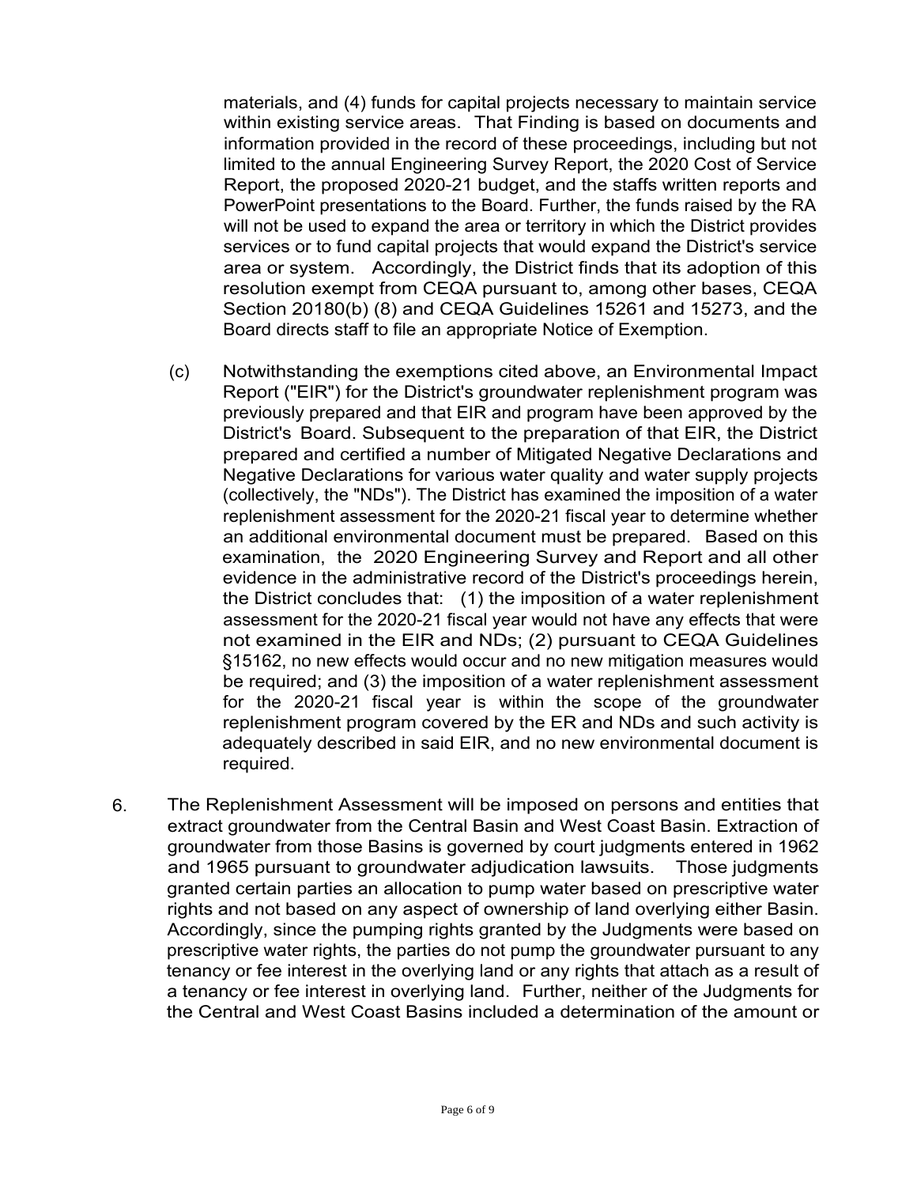materials, and (4) funds for capital projects necessary to maintain service within existing service areas. That Finding is based on documents and information provided in the record of these proceedings, including but not limited to the annual Engineering Survey Report, the 2020 Cost of Service Report, the proposed 2020-21 budget, and the staffs written reports and PowerPoint presentations to the Board. Further, the funds raised by the RA will not be used to expand the area or territory in which the District provides services or to fund capital projects that would expand the District's service area or system. Accordingly, the District finds that its adoption of this resolution exempt from CEQA pursuant to, among other bases, CEQA Section 20180(b) (8) and CEQA Guidelines 15261 and 15273, and the Board directs staff to file an appropriate Notice of Exemption.

(c) Notwithstanding the exemptions cited above, an Environmental Impact Report ("EIR") for the District's groundwater replenishment program was previously prepared and that EIR and program have been approved by the District's Board. Subsequent to the preparation of that EIR, the District prepared and certified a number of Mitigated Negative Declarations and Negative Declarations for various water quality and water supply projects (collectively, the "NDs"). The District has examined the imposition of a water replenishment assessment for the 2020-21 fiscal year to determine whether an additional environmental document must be prepared. Based on this examination, the 2020 Engineering Survey and Report and all other evidence in the administrative record of the District's proceedings herein, the District concludes that: (1) the imposition of a water replenishment assessment for the 2020-21 fiscal year would not have any effects that were not examined in the EIR and NDs; (2) pursuant to CEQA Guidelines §15162, no new effects would occur and no new mitigation measures would be required; and (3) the imposition of a water replenishment assessment for the 2020-21 fiscal year is within the scope of the groundwater replenishment program covered by the ER and NDs and such activity is adequately described in said EIR, and no new environmental document is required.

6. The Replenishment Assessment will be imposed on persons and entities that extract groundwater from the Central Basin and West Coast Basin. Extraction of groundwater from those Basins is governed by court judgments entered in 1962 and 1965 pursuant to groundwater adjudication lawsuits. Those judgments granted certain parties an allocation to pump water based on prescriptive water rights and not based on any aspect of ownership of land overlying either Basin. Accordingly, since the pumping rights granted by the Judgments were based on prescriptive water rights, the parties do not pump the groundwater pursuant to any tenancy or fee interest in the overlying land or any rights that attach as a result of a tenancy or fee interest in overlying land. Further, neither of the Judgments for the Central and West Coast Basins included a determination of the amount or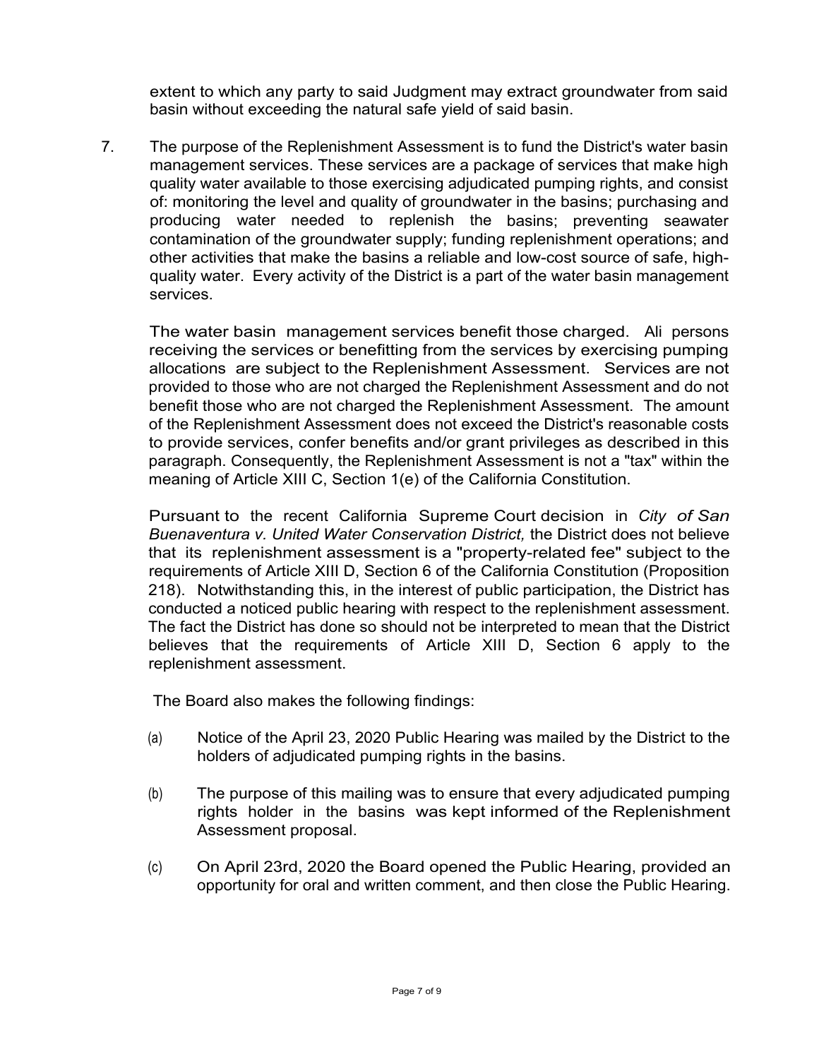extent to which any party to said Judgment may extract groundwater from said basin without exceeding the natural safe yield of said basin.

7. The purpose of the Replenishment Assessment is to fund the District's water basin management services. These services are a package of services that make high quality water available to those exercising adjudicated pumping rights, and consist of: monitoring the level and quality of groundwater in the basins; purchasing and producing water needed to replenish the basins; preventing seawater contamination of the groundwater supply; funding replenishment operations; and other activities that make the basins a reliable and low-cost source of safe, high-quality water. Every activity of the District is a part of the water basin management services.

   The water basin management services benefit those charged. Ali persons receiving the services or benefitting from the services by exercising pumping allocations are subject to the Replenishment Assessment. Services are not provided to those who are not charged the Replenishment Assessment and do not benefit those who are not charged the Replenishment Assessment. The amount of the Replenishment Assessment does not exceed the District's reasonable costs to provide services, confer benefits and/or grant privileges as described in this paragraph. Consequently, the Replenishment Assessment is not a "tax" within the meaning of Article XIII C, Section 1(e) of the California Constitution.

   Pursuant to the recent California Supreme Court decision in *City of San Buenaventura v. United Water Conservation District,* the District does not believe that its replenishment assessment is a "property-related fee" subject to the requirements of Article XIII D, Section 6 of the California Constitution (Proposition 218). Notwithstanding this, in the interest of public participation, the District has conducted a noticed public hearing with respect to the replenishment assessment. The fact the District has done so should not be interpreted to mean that the District believes that the requirements of Article XIII D, Section 6 apply to the replenishment assessment.

   The Board also makes the following findings:

   (a) Notice of the April 23, 2020 Public Hearing was mailed by the District to the holders of adjudicated pumping rights in the basins.

   (b) The purpose of this mailing was to ensure that every adjudicated pumping rights holder in the basins was kept informed of the Replenishment Assessment proposal.

   (c) On April 23rd, 2020 the Board opened the Public Hearing, provided an opportunity for oral and written comment, and then close the Public Hearing.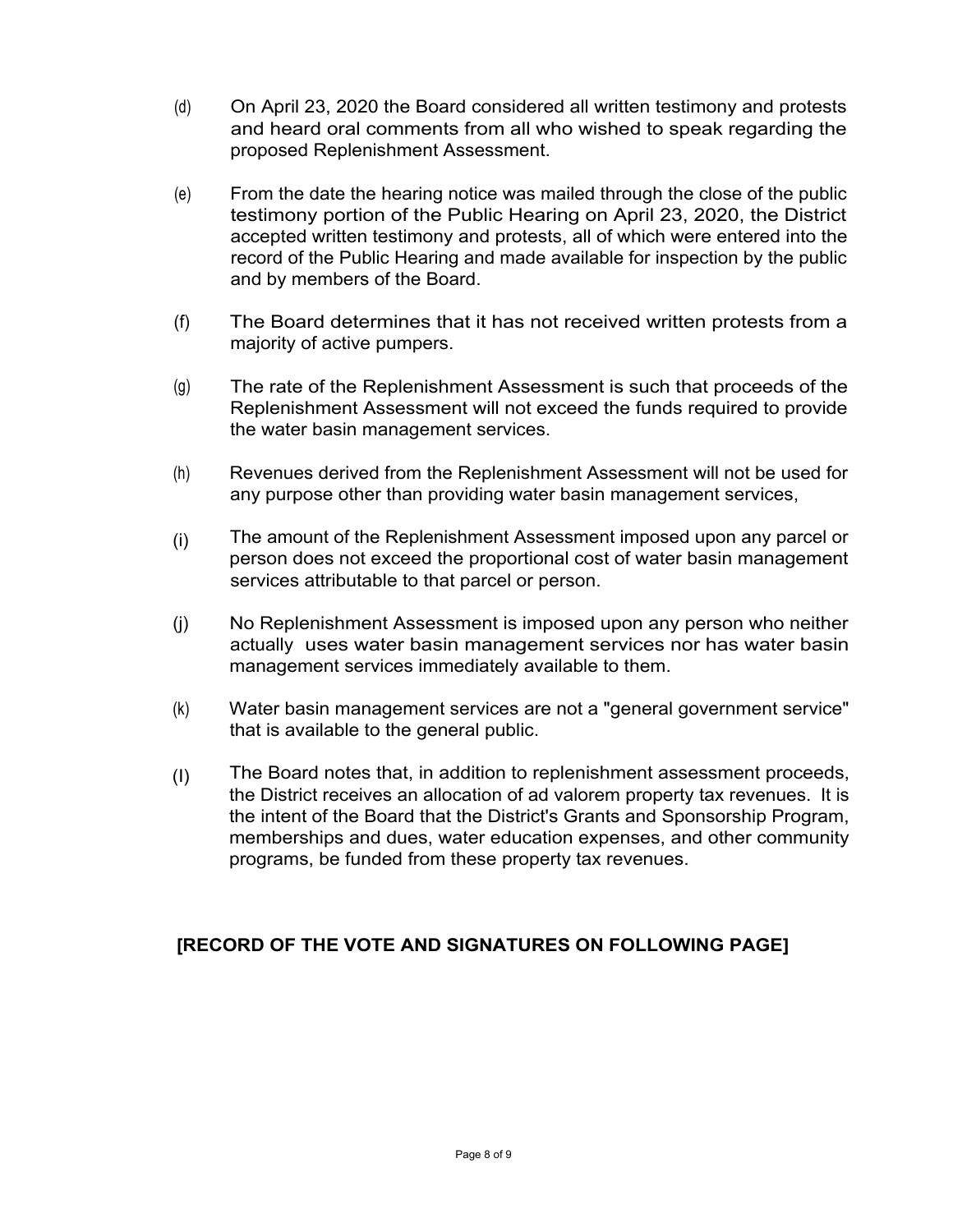(d) On April 23, 2020 the Board considered all written testimony and protests and heard oral comments from all who wished to speak regarding the proposed Replenishment Assessment.

(e) From the date the hearing notice was mailed through the close of the public testimony portion of the Public Hearing on April 23, 2020, the District accepted written testimony and protests, all of which were entered into the record of the Public Hearing and made available for inspection by the public and by members of the Board.

(f) The Board determines that it has not received written protests from a majority of active pumpers.

(g) The rate of the Replenishment Assessment is such that proceeds of the Replenishment Assessment will not exceed the funds required to provide the water basin management services.

(h) Revenues derived from the Replenishment Assessment will not be used for any purpose other than providing water basin management services,

(i) The amount of the Replenishment Assessment imposed upon any parcel or person does not exceed the proportional cost of water basin management services attributable to that parcel or person.

(j) No Replenishment Assessment is imposed upon any person who neither actually uses water basin management services nor has water basin management services immediately available to them.

(k) Water basin management services are not a "general government service" that is available to the general public.

(l) The Board notes that, in addition to replenishment assessment proceeds, the District receives an allocation of ad valorem property tax revenues. It is the intent of the Board that the District's Grants and Sponsorship Program, memberships and dues, water education expenses, and other community programs, be funded from these property tax revenues.

**[RECORD OF THE VOTE AND SIGNATURES ON FOLLOWING PAGE]**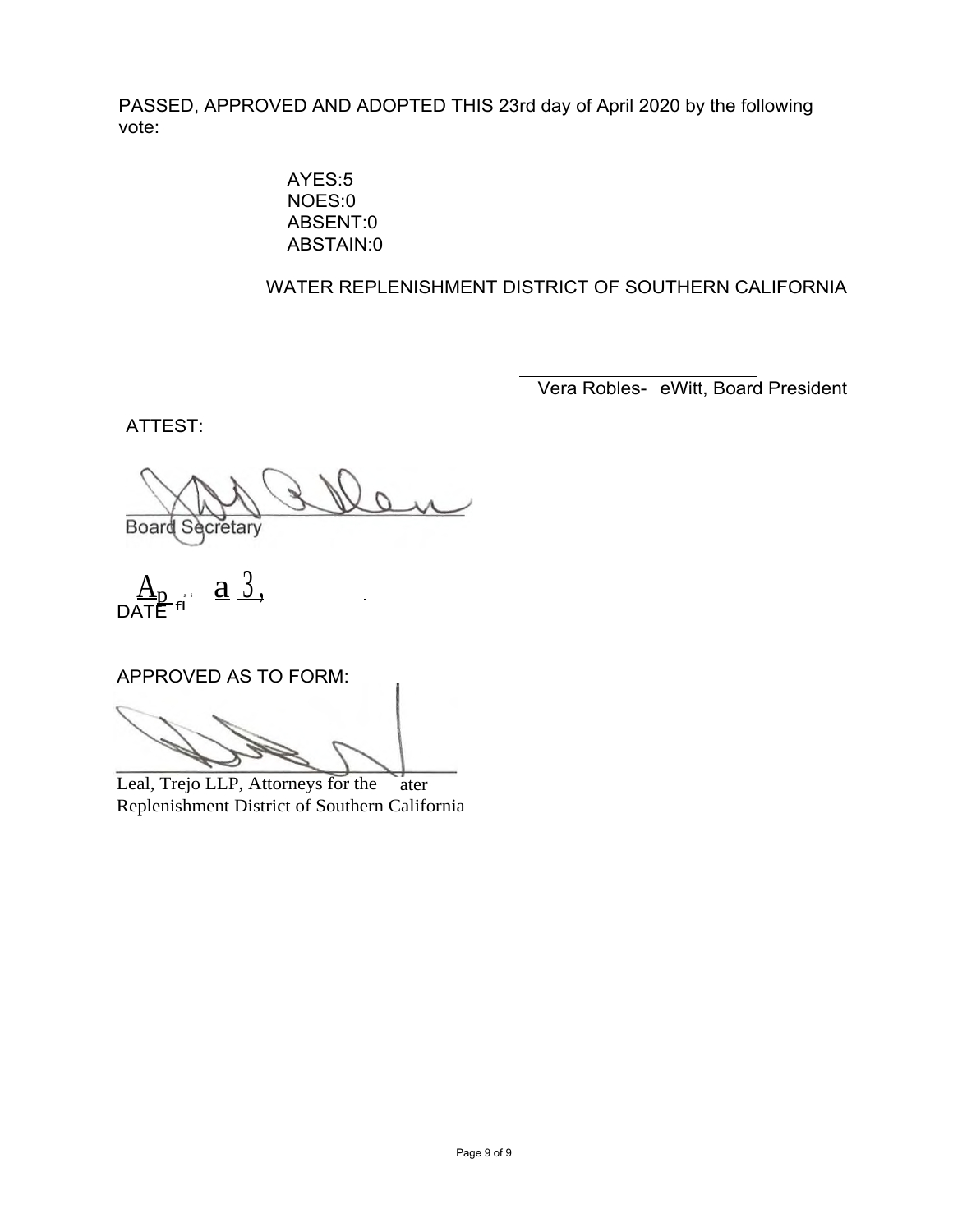PASSED, APPROVED AND ADOPTED THIS 23rd day of April 2020 by the following vote:

AYES:5
NOES:0
ABSENT:0
ABSTAIN:0

WATER REPLENISHMENT DISTRICT OF SOUTHERN CALIFORNIA

\_\_\_\_\_\_\_\_\_\_\_\_\_\_\_\_\_\_\_\_\_\_\_\_\_\_\_\_
Vera Robles- eWitt, Board President

ATTEST:

\_\_\_\_\_\_\_\_\_\_\_\_\_\_\_\_\_\_\_\_\_\_\_\_\_\_\_\_
Board Secretary

Ap fl a 3,
DATE

APPROVED AS TO FORM:

\_\_\_\_\_\_\_\_\_\_\_\_\_\_\_\_\_\_\_\_\_\_\_\_\_\_\_\_
Leal, Trejo LLP, Attorneys for the ater Replenishment District of Southern California